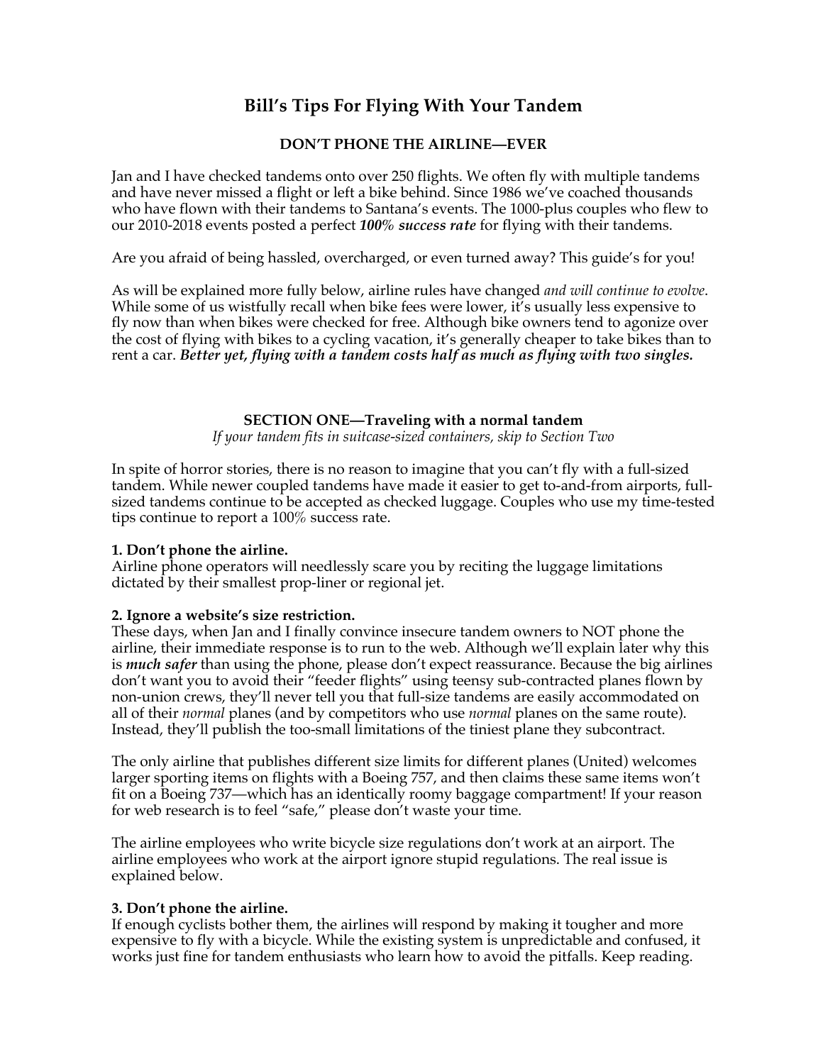# Bill's Tips For Flying With Your Tandem

## DON'T PHONE THE AIRLINE—EVER

Jan and I have checked tandems onto over 250 flights. We often fly with multiple tandems and have never missed a flight or left a bike behind. Since 1986 we've coached thousands who have flown with their tandems to Santana's events. The 1000-plus couples who flew to our 2010-2018 events posted a perfect ***100% success rate*** for flying with their tandems.

Are you afraid of being hassled, overcharged, or even turned away? This guide's for you!

As will be explained more fully below, airline rules have changed *and will continue to evolve*. While some of us wistfully recall when bike fees were lower, it's usually less expensive to fly now than when bikes were checked for free. Although bike owners tend to agonize over the cost of flying with bikes to a cycling vacation, it's generally cheaper to take bikes than to rent a car. ***Better yet, flying with a tandem costs half as much as flying with two singles.***

## SECTION ONE—Traveling with a normal tandem

*If your tandem fits in suitcase-sized containers, skip to Section Two*

In spite of horror stories, there is no reason to imagine that you can't fly with a full-sized tandem. While newer coupled tandems have made it easier to get to-and-from airports, full-sized tandems continue to be accepted as checked luggage. Couples who use my time-tested tips continue to report a 100% success rate.

**1. Don't phone the airline.**
Airline phone operators will needlessly scare you by reciting the luggage limitations dictated by their smallest prop-liner or regional jet.

**2. Ignore a website's size restriction.**
These days, when Jan and I finally convince insecure tandem owners to NOT phone the airline, their immediate response is to run to the web. Although we'll explain later why this is ***much safer*** than using the phone, please don't expect reassurance. Because the big airlines don't want you to avoid their "feeder flights" using teensy sub-contracted planes flown by non-union crews, they'll never tell you that full-size tandems are easily accommodated on all of their *normal* planes (and by competitors who use *normal* planes on the same route). Instead, they'll publish the too-small limitations of the tiniest plane they subcontract.

The only airline that publishes different size limits for different planes (United) welcomes larger sporting items on flights with a Boeing 757, and then claims these same items won't fit on a Boeing 737—which has an identically roomy baggage compartment! If your reason for web research is to feel "safe," please don't waste your time.

The airline employees who write bicycle size regulations don't work at an airport. The airline employees who work at the airport ignore stupid regulations. The real issue is explained below.

**3. Don't phone the airline.**
If enough cyclists bother them, the airlines will respond by making it tougher and more expensive to fly with a bicycle. While the existing system is unpredictable and confused, it works just fine for tandem enthusiasts who learn how to avoid the pitfalls. Keep reading.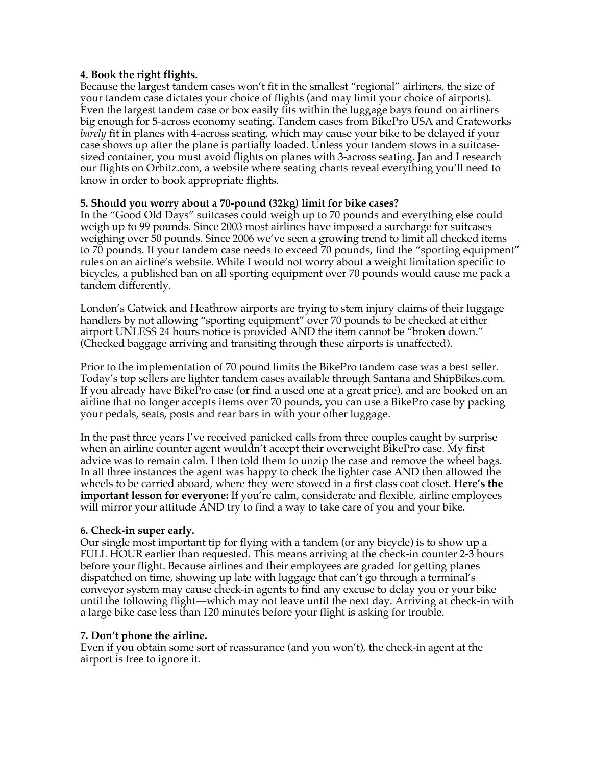**4. Book the right flights.**
Because the largest tandem cases won't fit in the smallest "regional" airliners, the size of your tandem case dictates your choice of flights (and may limit your choice of airports). Even the largest tandem case or box easily fits within the luggage bays found on airliners big enough for 5-across economy seating. Tandem cases from BikePro USA and Crateworks *barely* fit in planes with 4-across seating, which may cause your bike to be delayed if your case shows up after the plane is partially loaded. Unless your tandem stows in a suitcase-sized container, you must avoid flights on planes with 3-across seating. Jan and I research our flights on Orbitz.com, a website where seating charts reveal everything you'll need to know in order to book appropriate flights.

**5. Should you worry about a 70-pound (32kg) limit for bike cases?**
In the "Good Old Days" suitcases could weigh up to 70 pounds and everything else could weigh up to 99 pounds. Since 2003 most airlines have imposed a surcharge for suitcases weighing over 50 pounds. Since 2006 we've seen a growing trend to limit all checked items to 70 pounds. If your tandem case needs to exceed 70 pounds, find the "sporting equipment" rules on an airline's website. While I would not worry about a weight limitation specific to bicycles, a published ban on all sporting equipment over 70 pounds would cause me pack a tandem differently.

London's Gatwick and Heathrow airports are trying to stem injury claims of their luggage handlers by not allowing "sporting equipment" over 70 pounds to be checked at either airport UNLESS 24 hours notice is provided AND the item cannot be "broken down." (Checked baggage arriving and transiting through these airports is unaffected).

Prior to the implementation of 70 pound limits the BikePro tandem case was a best seller. Today's top sellers are lighter tandem cases available through Santana and ShipBikes.com. If you already have BikePro case (or find a used one at a great price), and are booked on an airline that no longer accepts items over 70 pounds, you can use a BikePro case by packing your pedals, seats, posts and rear bars in with your other luggage.

In the past three years I've received panicked calls from three couples caught by surprise when an airline counter agent wouldn't accept their overweight BikePro case. My first advice was to remain calm. I then told them to unzip the case and remove the wheel bags. In all three instances the agent was happy to check the lighter case AND then allowed the wheels to be carried aboard, where they were stowed in a first class coat closet. **Here's the important lesson for everyone:** If you're calm, considerate and flexible, airline employees will mirror your attitude AND try to find a way to take care of you and your bike.

**6. Check-in super early.**
Our single most important tip for flying with a tandem (or any bicycle) is to show up a FULL HOUR earlier than requested. This means arriving at the check-in counter 2-3 hours before your flight. Because airlines and their employees are graded for getting planes dispatched on time, showing up late with luggage that can't go through a terminal's conveyor system may cause check-in agents to find any excuse to delay you or your bike until the following flight—which may not leave until the next day. Arriving at check-in with a large bike case less than 120 minutes before your flight is asking for trouble.

**7. Don't phone the airline.**
Even if you obtain some sort of reassurance (and you won't), the check-in agent at the airport is free to ignore it.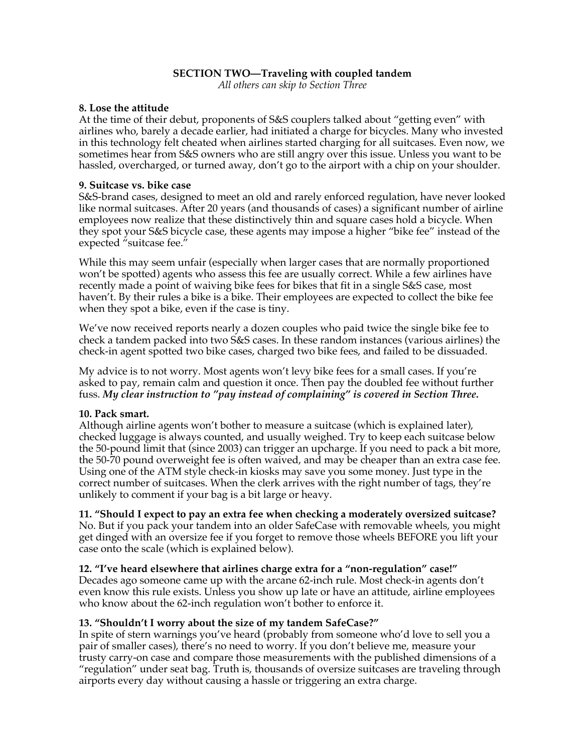## SECTION TWO—Traveling with coupled tandem

*All others can skip to Section Three*

**8. Lose the attitude**

At the time of their debut, proponents of S&S couplers talked about "getting even" with airlines who, barely a decade earlier, had initiated a charge for bicycles. Many who invested in this technology felt cheated when airlines started charging for all suitcases. Even now, we sometimes hear from S&S owners who are still angry over this issue. Unless you want to be hassled, overcharged, or turned away, don't go to the airport with a chip on your shoulder.

**9. Suitcase vs. bike case**

S&S-brand cases, designed to meet an old and rarely enforced regulation, have never looked like normal suitcases. After 20 years (and thousands of cases) a significant number of airline employees now realize that these distinctively thin and square cases hold a bicycle. When they spot your S&S bicycle case, these agents may impose a higher "bike fee" instead of the expected "suitcase fee."

While this may seem unfair (especially when larger cases that are normally proportioned won't be spotted) agents who assess this fee are usually correct. While a few airlines have recently made a point of waiving bike fees for bikes that fit in a single S&S case, most haven't. By their rules a bike is a bike. Their employees are expected to collect the bike fee when they spot a bike, even if the case is tiny.

We've now received reports nearly a dozen couples who paid twice the single bike fee to check a tandem packed into two S&S cases. In these random instances (various airlines) the check-in agent spotted two bike cases, charged two bike fees, and failed to be dissuaded.

My advice is to not worry. Most agents won't levy bike fees for a small cases. If you're asked to pay, remain calm and question it once. Then pay the doubled fee without further fuss. ***My clear instruction to "pay instead of complaining" is covered in Section Three.***

**10. Pack smart.**

Although airline agents won't bother to measure a suitcase (which is explained later), checked luggage is always counted, and usually weighed. Try to keep each suitcase below the 50-pound limit that (since 2003) can trigger an upcharge. If you need to pack a bit more, the 50-70 pound overweight fee is often waived, and may be cheaper than an extra case fee. Using one of the ATM style check-in kiosks may save you some money. Just type in the correct number of suitcases. When the clerk arrives with the right number of tags, they're unlikely to comment if your bag is a bit large or heavy.

**11. "Should I expect to pay an extra fee when checking a moderately oversized suitcase?**

No. But if you pack your tandem into an older SafeCase with removable wheels, you might get dinged with an oversize fee if you forget to remove those wheels BEFORE you lift your case onto the scale (which is explained below).

**12. "I've heard elsewhere that airlines charge extra for a "non-regulation" case!"**

Decades ago someone came up with the arcane 62-inch rule. Most check-in agents don't even know this rule exists. Unless you show up late or have an attitude, airline employees who know about the 62-inch regulation won't bother to enforce it.

**13. "Shouldn't I worry about the size of my tandem SafeCase?"**

In spite of stern warnings you've heard (probably from someone who'd love to sell you a pair of smaller cases), there's no need to worry. If you don't believe me, measure your trusty carry-on case and compare those measurements with the published dimensions of a "regulation" under seat bag. Truth is, thousands of oversize suitcases are traveling through airports every day without causing a hassle or triggering an extra charge.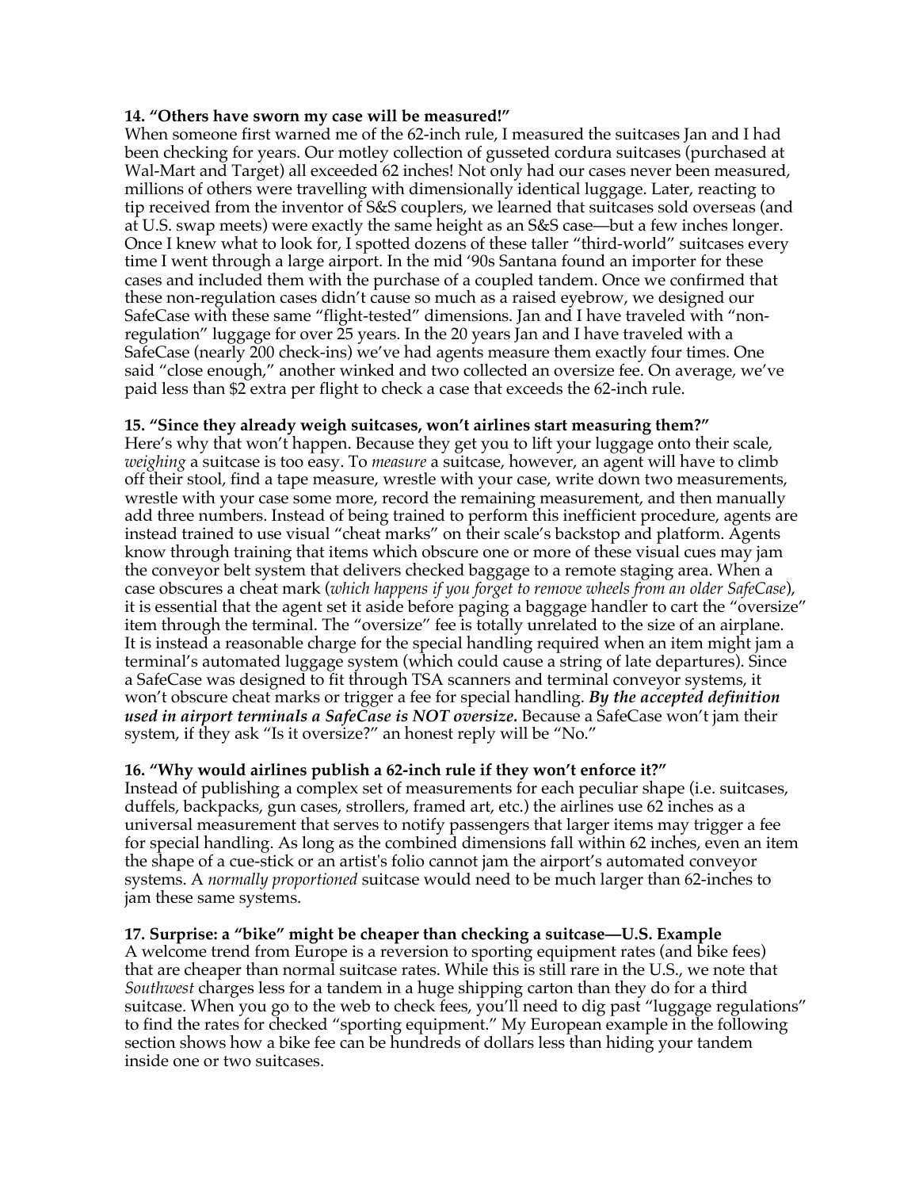**14. "Others have sworn my case will be measured!"**
When someone first warned me of the 62-inch rule, I measured the suitcases Jan and I had been checking for years. Our motley collection of gusseted cordura suitcases (purchased at Wal-Mart and Target) all exceeded 62 inches! Not only had our cases never been measured, millions of others were travelling with dimensionally identical luggage. Later, reacting to tip received from the inventor of S&S couplers, we learned that suitcases sold overseas (and at U.S. swap meets) were exactly the same height as an S&S case—but a few inches longer. Once I knew what to look for, I spotted dozens of these taller "third-world" suitcases every time I went through a large airport. In the mid '90s Santana found an importer for these cases and included them with the purchase of a coupled tandem. Once we confirmed that these non-regulation cases didn't cause so much as a raised eyebrow, we designed our SafeCase with these same "flight-tested" dimensions. Jan and I have traveled with "non-regulation" luggage for over 25 years. In the 20 years Jan and I have traveled with a SafeCase (nearly 200 check-ins) we've had agents measure them exactly four times. One said "close enough," another winked and two collected an oversize fee. On average, we've paid less than $2 extra per flight to check a case that exceeds the 62-inch rule.

**15. "Since they already weigh suitcases, won't airlines start measuring them?"**
Here's why that won't happen. Because they get you to lift your luggage onto their scale, *weighing* a suitcase is too easy. To *measure* a suitcase, however, an agent will have to climb off their stool, find a tape measure, wrestle with your case, write down two measurements, wrestle with your case some more, record the remaining measurement, and then manually add three numbers. Instead of being trained to perform this inefficient procedure, agents are instead trained to use visual "cheat marks" on their scale's backstop and platform. Agents know through training that items which obscure one or more of these visual cues may jam the conveyor belt system that delivers checked baggage to a remote staging area. When a case obscures a cheat mark (*which happens if you forget to remove wheels from an older SafeCase*), it is essential that the agent set it aside before paging a baggage handler to cart the "oversize" item through the terminal. The "oversize" fee is totally unrelated to the size of an airplane. It is instead a reasonable charge for the special handling required when an item might jam a terminal's automated luggage system (which could cause a string of late departures). Since a SafeCase was designed to fit through TSA scanners and terminal conveyor systems, it won't obscure cheat marks or trigger a fee for special handling. ***By the accepted definition used in airport terminals a SafeCase is NOT oversize.*** Because a SafeCase won't jam their system, if they ask "Is it oversize?" an honest reply will be "No."

**16. "Why would airlines publish a 62-inch rule if they won't enforce it?"**
Instead of publishing a complex set of measurements for each peculiar shape (i.e. suitcases, duffels, backpacks, gun cases, strollers, framed art, etc.) the airlines use 62 inches as a universal measurement that serves to notify passengers that larger items may trigger a fee for special handling. As long as the combined dimensions fall within 62 inches, even an item the shape of a cue-stick or an artist's folio cannot jam the airport's automated conveyor systems. A *normally proportioned* suitcase would need to be much larger than 62-inches to jam these same systems.

**17. Surprise: a "bike" might be cheaper than checking a suitcase—U.S. Example**
A welcome trend from Europe is a reversion to sporting equipment rates (and bike fees) that are cheaper than normal suitcase rates. While this is still rare in the U.S., we note that *Southwest* charges less for a tandem in a huge shipping carton than they do for a third suitcase. When you go to the web to check fees, you'll need to dig past "luggage regulations" to find the rates for checked "sporting equipment." My European example in the following section shows how a bike fee can be hundreds of dollars less than hiding your tandem inside one or two suitcases.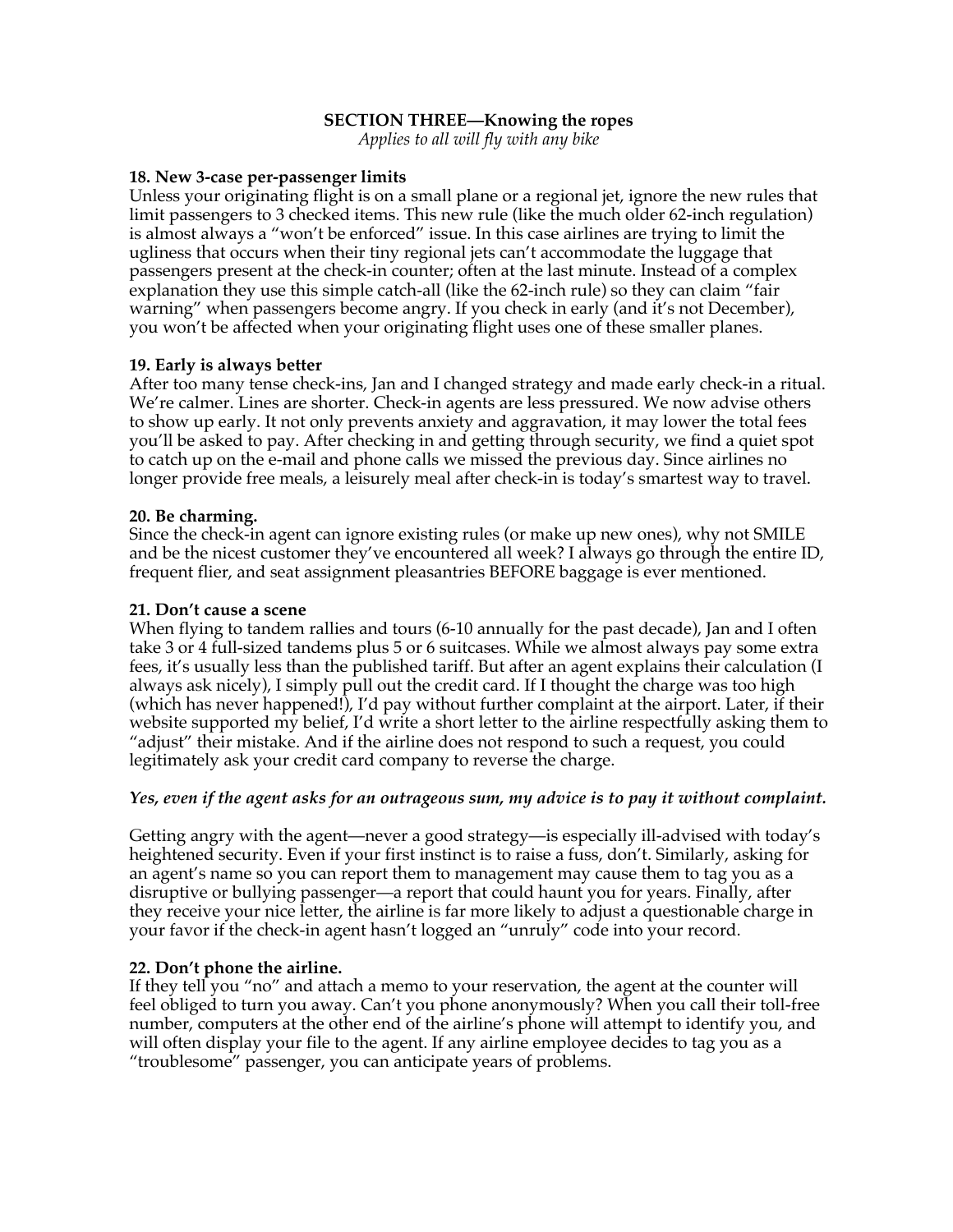## SECTION THREE—Knowing the ropes

*Applies to all will fly with any bike*

### 18. New 3-case per-passenger limits

Unless your originating flight is on a small plane or a regional jet, ignore the new rules that limit passengers to 3 checked items. This new rule (like the much older 62-inch regulation) is almost always a "won't be enforced" issue. In this case airlines are trying to limit the ugliness that occurs when their tiny regional jets can't accommodate the luggage that passengers present at the check-in counter; often at the last minute. Instead of a complex explanation they use this simple catch-all (like the 62-inch rule) so they can claim "fair warning" when passengers become angry. If you check in early (and it's not December), you won't be affected when your originating flight uses one of these smaller planes.

### 19. Early is always better

After too many tense check-ins, Jan and I changed strategy and made early check-in a ritual. We're calmer. Lines are shorter. Check-in agents are less pressured. We now advise others to show up early. It not only prevents anxiety and aggravation, it may lower the total fees you'll be asked to pay. After checking in and getting through security, we find a quiet spot to catch up on the e-mail and phone calls we missed the previous day. Since airlines no longer provide free meals, a leisurely meal after check-in is today's smartest way to travel.

### 20. Be charming.

Since the check-in agent can ignore existing rules (or make up new ones), why not SMILE and be the nicest customer they've encountered all week? I always go through the entire ID, frequent flier, and seat assignment pleasantries BEFORE baggage is ever mentioned.

### 21. Don't cause a scene

When flying to tandem rallies and tours (6-10 annually for the past decade), Jan and I often take 3 or 4 full-sized tandems plus 5 or 6 suitcases. While we almost always pay some extra fees, it's usually less than the published tariff. But after an agent explains their calculation (I always ask nicely), I simply pull out the credit card. If I thought the charge was too high (which has never happened!), I'd pay without further complaint at the airport. Later, if their website supported my belief, I'd write a short letter to the airline respectfully asking them to "adjust" their mistake. And if the airline does not respond to such a request, you could legitimately ask your credit card company to reverse the charge.

***Yes, even if the agent asks for an outrageous sum, my advice is to pay it without complaint.***

Getting angry with the agent—never a good strategy—is especially ill-advised with today's heightened security. Even if your first instinct is to raise a fuss, don't. Similarly, asking for an agent's name so you can report them to management may cause them to tag you as a disruptive or bullying passenger—a report that could haunt you for years. Finally, after they receive your nice letter, the airline is far more likely to adjust a questionable charge in your favor if the check-in agent hasn't logged an "unruly" code into your record.

### 22. Don't phone the airline.

If they tell you "no" and attach a memo to your reservation, the agent at the counter will feel obliged to turn you away. Can't you phone anonymously? When you call their toll-free number, computers at the other end of the airline's phone will attempt to identify you, and will often display your file to the agent. If any airline employee decides to tag you as a "troublesome" passenger, you can anticipate years of problems.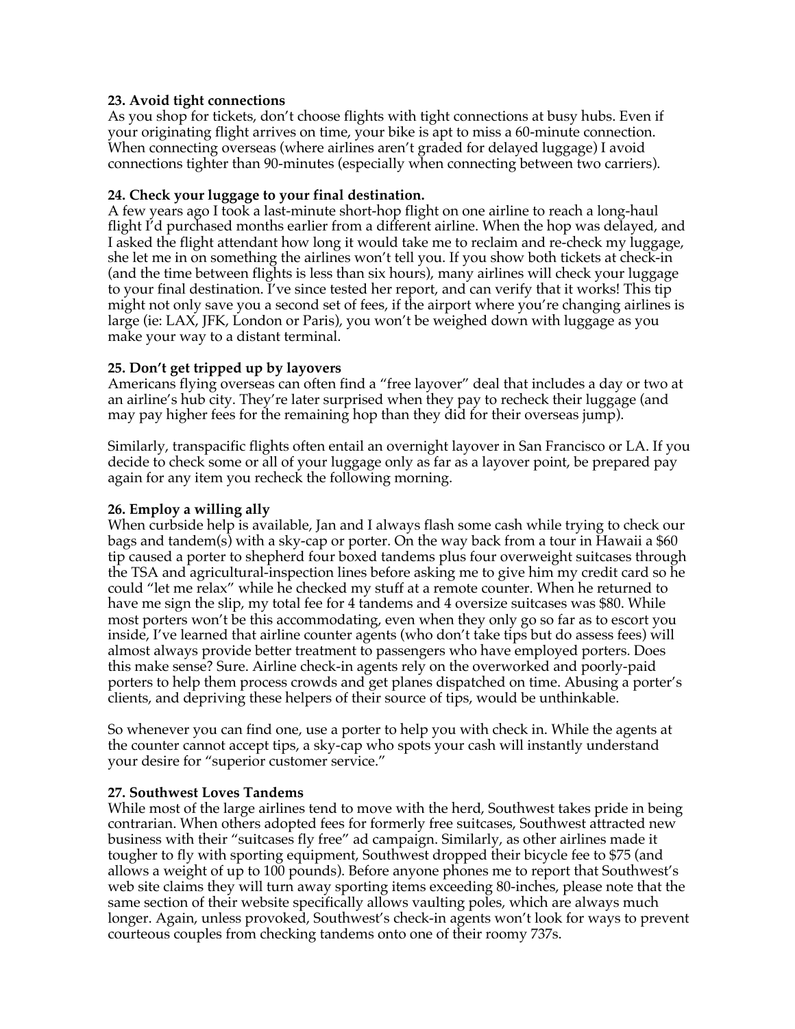**23. Avoid tight connections**

As you shop for tickets, don't choose flights with tight connections at busy hubs. Even if your originating flight arrives on time, your bike is apt to miss a 60-minute connection. When connecting overseas (where airlines aren't graded for delayed luggage) I avoid connections tighter than 90-minutes (especially when connecting between two carriers).

**24. Check your luggage to your final destination.**

A few years ago I took a last-minute short-hop flight on one airline to reach a long-haul flight I'd purchased months earlier from a different airline. When the hop was delayed, and I asked the flight attendant how long it would take me to reclaim and re-check my luggage, she let me in on something the airlines won't tell you. If you show both tickets at check-in (and the time between flights is less than six hours), many airlines will check your luggage to your final destination. I've since tested her report, and can verify that it works! This tip might not only save you a second set of fees, if the airport where you're changing airlines is large (ie: LAX, JFK, London or Paris), you won't be weighed down with luggage as you make your way to a distant terminal.

**25. Don't get tripped up by layovers**

Americans flying overseas can often find a "free layover" deal that includes a day or two at an airline's hub city. They're later surprised when they pay to recheck their luggage (and may pay higher fees for the remaining hop than they did for their overseas jump).

Similarly, transpacific flights often entail an overnight layover in San Francisco or LA. If you decide to check some or all of your luggage only as far as a layover point, be prepared pay again for any item you recheck the following morning.

**26. Employ a willing ally**

When curbside help is available, Jan and I always flash some cash while trying to check our bags and tandem(s) with a sky-cap or porter. On the way back from a tour in Hawaii a $60 tip caused a porter to shepherd four boxed tandems plus four overweight suitcases through the TSA and agricultural-inspection lines before asking me to give him my credit card so he could "let me relax" while he checked my stuff at a remote counter. When he returned to have me sign the slip, my total fee for 4 tandems and 4 oversize suitcases was $80. While most porters won't be this accommodating, even when they only go so far as to escort you inside, I've learned that airline counter agents (who don't take tips but do assess fees) will almost always provide better treatment to passengers who have employed porters. Does this make sense? Sure. Airline check-in agents rely on the overworked and poorly-paid porters to help them process crowds and get planes dispatched on time. Abusing a porter's clients, and depriving these helpers of their source of tips, would be unthinkable.

So whenever you can find one, use a porter to help you with check in. While the agents at the counter cannot accept tips, a sky-cap who spots your cash will instantly understand your desire for "superior customer service."

**27. Southwest Loves Tandems**

While most of the large airlines tend to move with the herd, Southwest takes pride in being contrarian. When others adopted fees for formerly free suitcases, Southwest attracted new business with their "suitcases fly free" ad campaign. Similarly, as other airlines made it tougher to fly with sporting equipment, Southwest dropped their bicycle fee to $75 (and allows a weight of up to 100 pounds). Before anyone phones me to report that Southwest's web site claims they will turn away sporting items exceeding 80-inches, please note that the same section of their website specifically allows vaulting poles, which are always much longer. Again, unless provoked, Southwest's check-in agents won't look for ways to prevent courteous couples from checking tandems onto one of their roomy 737s.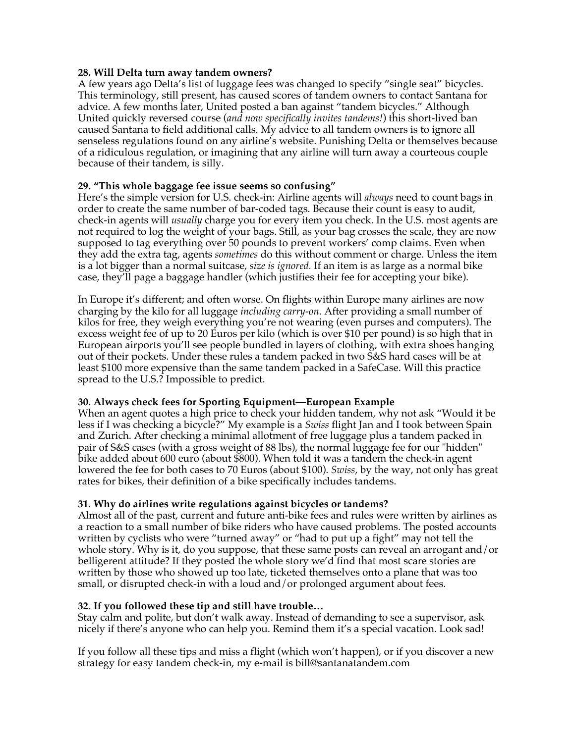**28. Will Delta turn away tandem owners?**
A few years ago Delta's list of luggage fees was changed to specify "single seat" bicycles. This terminology, still present, has caused scores of tandem owners to contact Santana for advice. A few months later, United posted a ban against "tandem bicycles." Although United quickly reversed course (*and now specifically invites tandems!*) this short-lived ban caused Santana to field additional calls. My advice to all tandem owners is to ignore all senseless regulations found on any airline's website. Punishing Delta or themselves because of a ridiculous regulation, or imagining that any airline will turn away a courteous couple because of their tandem, is silly.

**29. "This whole baggage fee issue seems so confusing"**
Here's the simple version for U.S. check-in: Airline agents will *always* need to count bags in order to create the same number of bar-coded tags. Because their count is easy to audit, check-in agents will *usually* charge you for every item you check. In the U.S. most agents are not required to log the weight of your bags. Still, as your bag crosses the scale, they are now supposed to tag everything over 50 pounds to prevent workers' comp claims. Even when they add the extra tag, agents *sometimes* do this without comment or charge. Unless the item is a lot bigger than a normal suitcase, *size is ignored.* If an item is as large as a normal bike case, they'll page a baggage handler (which justifies their fee for accepting your bike).

In Europe it's different; and often worse. On flights within Europe many airlines are now charging by the kilo for all luggage *including carry-on*. After providing a small number of kilos for free, they weigh everything you're not wearing (even purses and computers). The excess weight fee of up to 20 Euros per kilo (which is over $10 per pound) is so high that in European airports you'll see people bundled in layers of clothing, with extra shoes hanging out of their pockets. Under these rules a tandem packed in two S&S hard cases will be at least $100 more expensive than the same tandem packed in a SafeCase. Will this practice spread to the U.S.? Impossible to predict.

**30. Always check fees for Sporting Equipment—European Example**
When an agent quotes a high price to check your hidden tandem, why not ask "Would it be less if I was checking a bicycle?" My example is a *Swiss* flight Jan and I took between Spain and Zurich. After checking a minimal allotment of free luggage plus a tandem packed in pair of S&S cases (with a gross weight of 88 lbs), the normal luggage fee for our "hidden" bike added about 600 euro (about $800). When told it was a tandem the check-in agent lowered the fee for both cases to 70 Euros (about $100). *Swiss*, by the way, not only has great rates for bikes, their definition of a bike specifically includes tandems.

**31. Why do airlines write regulations against bicycles or tandems?**
Almost all of the past, current and future anti-bike fees and rules were written by airlines as a reaction to a small number of bike riders who have caused problems. The posted accounts written by cyclists who were "turned away" or "had to put up a fight" may not tell the whole story. Why is it, do you suppose, that these same posts can reveal an arrogant and/or belligerent attitude? If they posted the whole story we'd find that most scare stories are written by those who showed up too late, ticketed themselves onto a plane that was too small, or disrupted check-in with a loud and/or prolonged argument about fees.

**32. If you followed these tip and still have trouble…**
Stay calm and polite, but don't walk away. Instead of demanding to see a supervisor, ask nicely if there's anyone who can help you. Remind them it's a special vacation. Look sad!

If you follow all these tips and miss a flight (which won't happen), or if you discover a new strategy for easy tandem check-in, my e-mail is bill@santanatandem.com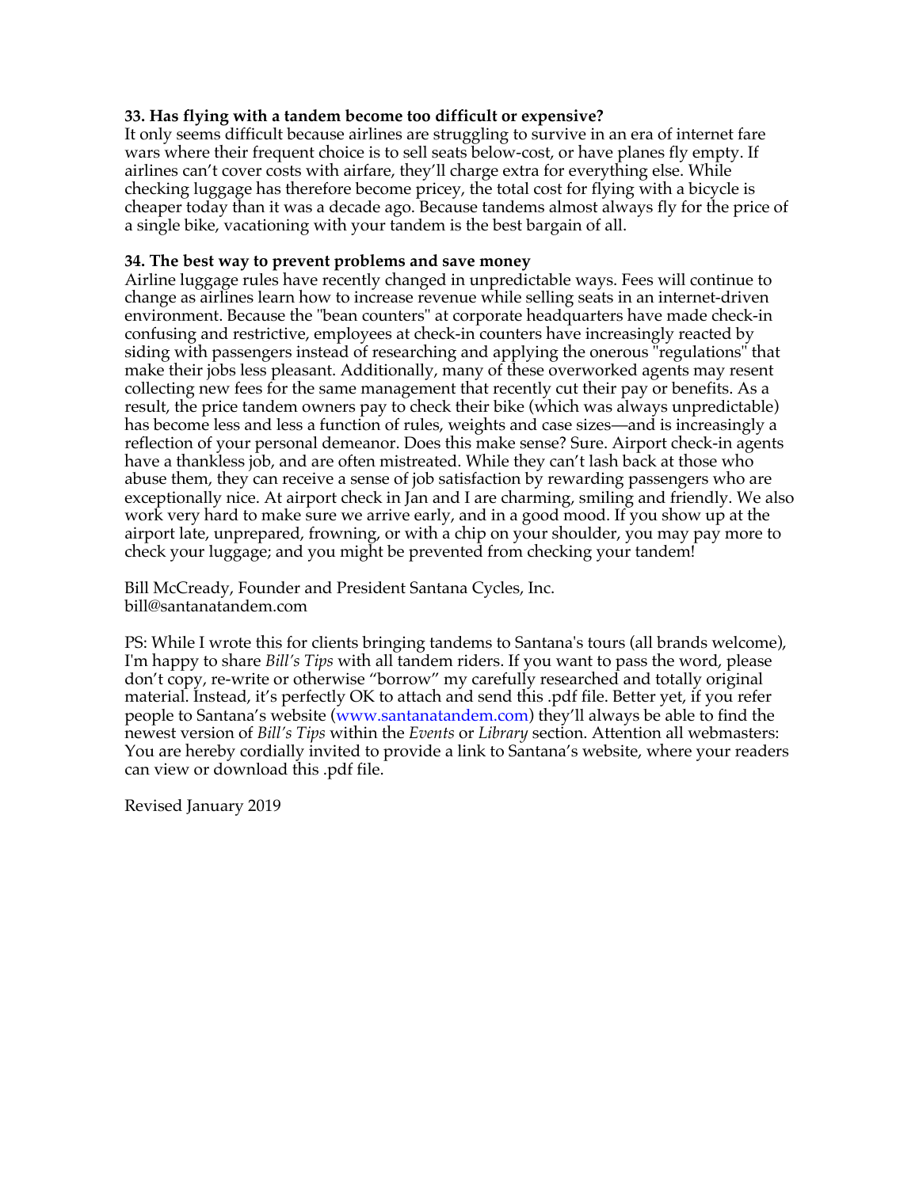**33. Has flying with a tandem become too difficult or expensive?**
It only seems difficult because airlines are struggling to survive in an era of internet fare wars where their frequent choice is to sell seats below-cost, or have planes fly empty. If airlines can't cover costs with airfare, they'll charge extra for everything else. While checking luggage has therefore become pricey, the total cost for flying with a bicycle is cheaper today than it was a decade ago. Because tandems almost always fly for the price of a single bike, vacationing with your tandem is the best bargain of all.

**34. The best way to prevent problems and save money**
Airline luggage rules have recently changed in unpredictable ways. Fees will continue to change as airlines learn how to increase revenue while selling seats in an internet-driven environment. Because the "bean counters" at corporate headquarters have made check-in confusing and restrictive, employees at check-in counters have increasingly reacted by siding with passengers instead of researching and applying the onerous "regulations" that make their jobs less pleasant. Additionally, many of these overworked agents may resent collecting new fees for the same management that recently cut their pay or benefits. As a result, the price tandem owners pay to check their bike (which was always unpredictable) has become less and less a function of rules, weights and case sizes—and is increasingly a reflection of your personal demeanor. Does this make sense? Sure. Airport check-in agents have a thankless job, and are often mistreated. While they can't lash back at those who abuse them, they can receive a sense of job satisfaction by rewarding passengers who are exceptionally nice. At airport check in Jan and I are charming, smiling and friendly. We also work very hard to make sure we arrive early, and in a good mood. If you show up at the airport late, unprepared, frowning, or with a chip on your shoulder, you may pay more to check your luggage; and you might be prevented from checking your tandem!

Bill McCready, Founder and President Santana Cycles, Inc.
bill@santanatandem.com

PS: While I wrote this for clients bringing tandems to Santana's tours (all brands welcome), I'm happy to share *Bill's Tips* with all tandem riders. If you want to pass the word, please don't copy, re-write or otherwise "borrow" my carefully researched and totally original material. Instead, it's perfectly OK to attach and send this .pdf file. Better yet, if you refer people to Santana's website (www.santanatandem.com) they'll always be able to find the newest version of *Bill's Tips* within the *Events* or *Library* section. Attention all webmasters: You are hereby cordially invited to provide a link to Santana's website, where your readers can view or download this .pdf file.

Revised January 2019